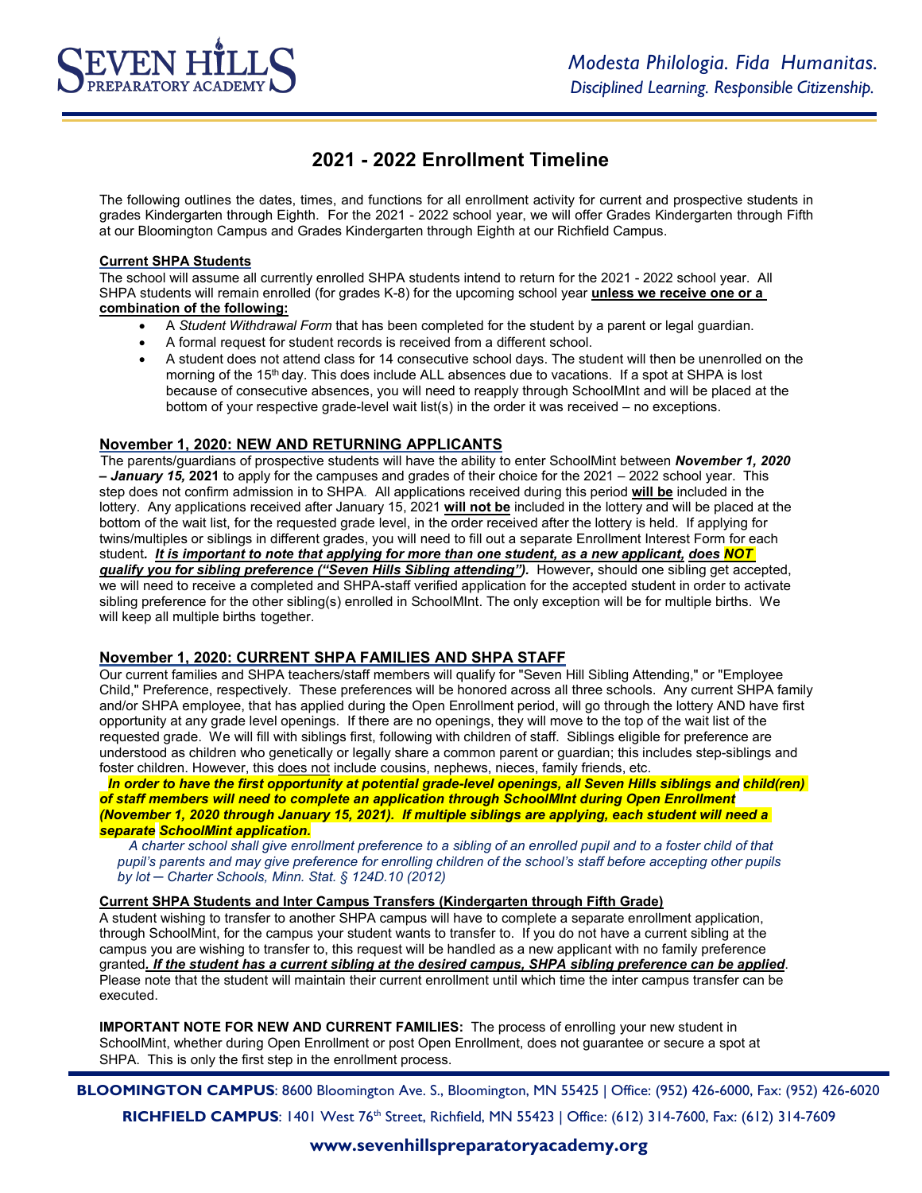SEVEN HILLS PREPARATORY ACADEMY

*Modesta Philologia. Fida Humanitas.*
*Disciplined Learning. Responsible Citizenship.*

# 2021 - 2022 Enrollment Timeline

The following outlines the dates, times, and functions for all enrollment activity for current and prospective students in grades Kindergarten through Eighth. For the 2021 - 2022 school year, we will offer Grades Kindergarten through Fifth at our Bloomington Campus and Grades Kindergarten through Eighth at our Richfield Campus.

**Current SHPA Students**

The school will assume all currently enrolled SHPA students intend to return for the 2021 - 2022 school year. All SHPA students will remain enrolled (for grades K-8) for the upcoming school year **unless we receive one or a combination of the following:**

- A *Student Withdrawal Form* that has been completed for the student by a parent or legal guardian.
- A formal request for student records is received from a different school.
- A student does not attend class for 14 consecutive school days. The student will then be unenrolled on the morning of the 15th day. This does include ALL absences due to vacations. If a spot at SHPA is lost because of consecutive absences, you will need to reapply through SchoolMInt and will be placed at the bottom of your respective grade-level wait list(s) in the order it was received – no exceptions.

## November 1, 2020: NEW AND RETURNING APPLICANTS

The parents/guardians of prospective students will have the ability to enter SchoolMint between ***November 1, 2020 – January 15,* 2021** to apply for the campuses and grades of their choice for the 2021 – 2022 school year. This step does not confirm admission in to SHPA. All applications received during this period **will be** included in the lottery. Any applications received after January 15, 2021 **will not be** included in the lottery and will be placed at the bottom of the wait list, for the requested grade level, in the order received after the lottery is held. If applying for twins/multiples or siblings in different grades, you will need to fill out a separate Enrollment Interest Form for each student**.** ***It is important to note that applying for more than one student, as a new applicant, does NOT qualify you for sibling preference ("Seven Hills Sibling attending").*** However**,** should one sibling get accepted, we will need to receive a completed and SHPA-staff verified application for the accepted student in order to activate sibling preference for the other sibling(s) enrolled in SchoolMInt. The only exception will be for multiple births. We will keep all multiple births together.

## November 1, 2020: CURRENT SHPA FAMILIES AND SHPA STAFF

Our current families and SHPA teachers/staff members will qualify for "Seven Hill Sibling Attending," or "Employee Child," Preference, respectively. These preferences will be honored across all three schools. Any current SHPA family and/or SHPA employee, that has applied during the Open Enrollment period, will go through the lottery AND have first opportunity at any grade level openings. If there are no openings, they will move to the top of the wait list of the requested grade. We will fill with siblings first, following with children of staff. Siblings eligible for preference are understood as children who genetically or legally share a common parent or guardian; this includes step-siblings and foster children. However, this does not include cousins, nephews, nieces, family friends, etc.

***In order to have the first opportunity at potential grade-level openings, all Seven Hills siblings and child(ren) of staff members will need to complete an application through SchoolMInt during Open Enrollment (November 1, 2020 through January 15, 2021). If multiple siblings are applying, each student will need a separate SchoolMint application.***

*A charter school shall give enrollment preference to a sibling of an enrolled pupil and to a foster child of that pupil's parents and may give preference for enrolling children of the school's staff before accepting other pupils by lot ─ Charter Schools, Minn. Stat. § 124D.10 (2012)*

**Current SHPA Students and Inter Campus Transfers (Kindergarten through Fifth Grade)**

A student wishing to transfer to another SHPA campus will have to complete a separate enrollment application, through SchoolMint, for the campus your student wants to transfer to. If you do not have a current sibling at the campus you are wishing to transfer to, this request will be handled as a new applicant with no family preference granted***. If the student has a current sibling at the desired campus, SHPA sibling preference can be applied***. Please note that the student will maintain their current enrollment until which time the inter campus transfer can be executed.

**IMPORTANT NOTE FOR NEW AND CURRENT FAMILIES:** The process of enrolling your new student in SchoolMint, whether during Open Enrollment or post Open Enrollment, does not guarantee or secure a spot at SHPA. This is only the first step in the enrollment process.

**BLOOMINGTON CAMPUS**: 8600 Bloomington Ave. S., Bloomington, MN 55425 | Office: (952) 426-6000, Fax: (952) 426-6020

**RICHFIELD CAMPUS**: 1401 West 76th Street, Richfield, MN 55423 | Office: (612) 314-7600, Fax: (612) 314-7609

**www.sevenhillspreparatoryacademy.org**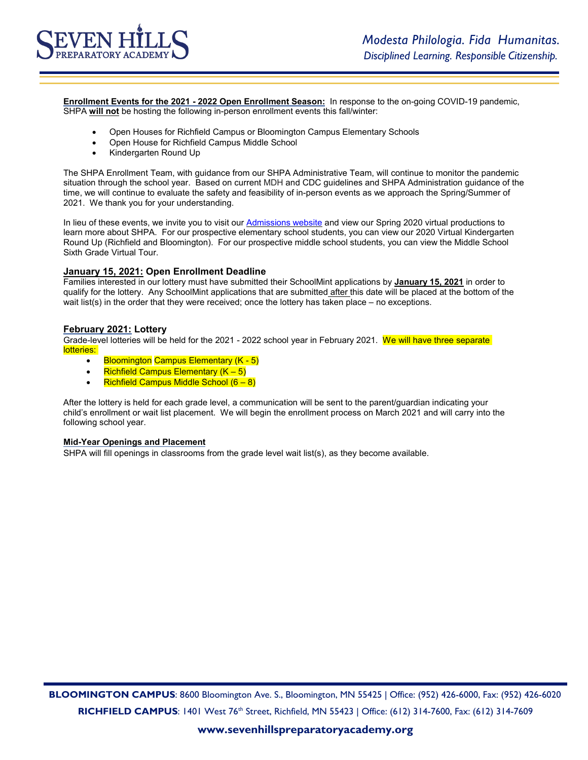**Enrollment Events for the 2021 - 2022 Open Enrollment Season:** In response to the on-going COVID-19 pandemic, SHPA **will not** be hosting the following in-person enrollment events this fall/winter:

- Open Houses for Richfield Campus or Bloomington Campus Elementary Schools
- Open House for Richfield Campus Middle School
- Kindergarten Round Up

The SHPA Enrollment Team, with guidance from our SHPA Administrative Team, will continue to monitor the pandemic situation through the school year. Based on current MDH and CDC guidelines and SHPA Administration guidance of the time, we will continue to evaluate the safety and feasibility of in-person events as we approach the Spring/Summer of 2021. We thank you for your understanding.

In lieu of these events, we invite you to visit our Admissions website and view our Spring 2020 virtual productions to learn more about SHPA. For our prospective elementary school students, you can view our 2020 Virtual Kindergarten Round Up (Richfield and Bloomington). For our prospective middle school students, you can view the Middle School Sixth Grade Virtual Tour.

### January 15, 2021: Open Enrollment Deadline

Families interested in our lottery must have submitted their SchoolMint applications by **January 15, 2021** in order to qualify for the lottery. Any SchoolMint applications that are submitted after this date will be placed at the bottom of the wait list(s) in the order that they were received; once the lottery has taken place – no exceptions.

### February 2021: Lottery

Grade-level lotteries will be held for the 2021 - 2022 school year in February 2021. We will have three separate lotteries:

- Bloomington Campus Elementary (K - 5)
- Richfield Campus Elementary (K – 5)
- Richfield Campus Middle School (6 – 8)

After the lottery is held for each grade level, a communication will be sent to the parent/guardian indicating your child's enrollment or wait list placement. We will begin the enrollment process on March 2021 and will carry into the following school year.

**Mid-Year Openings and Placement**

SHPA will fill openings in classrooms from the grade level wait list(s), as they become available.